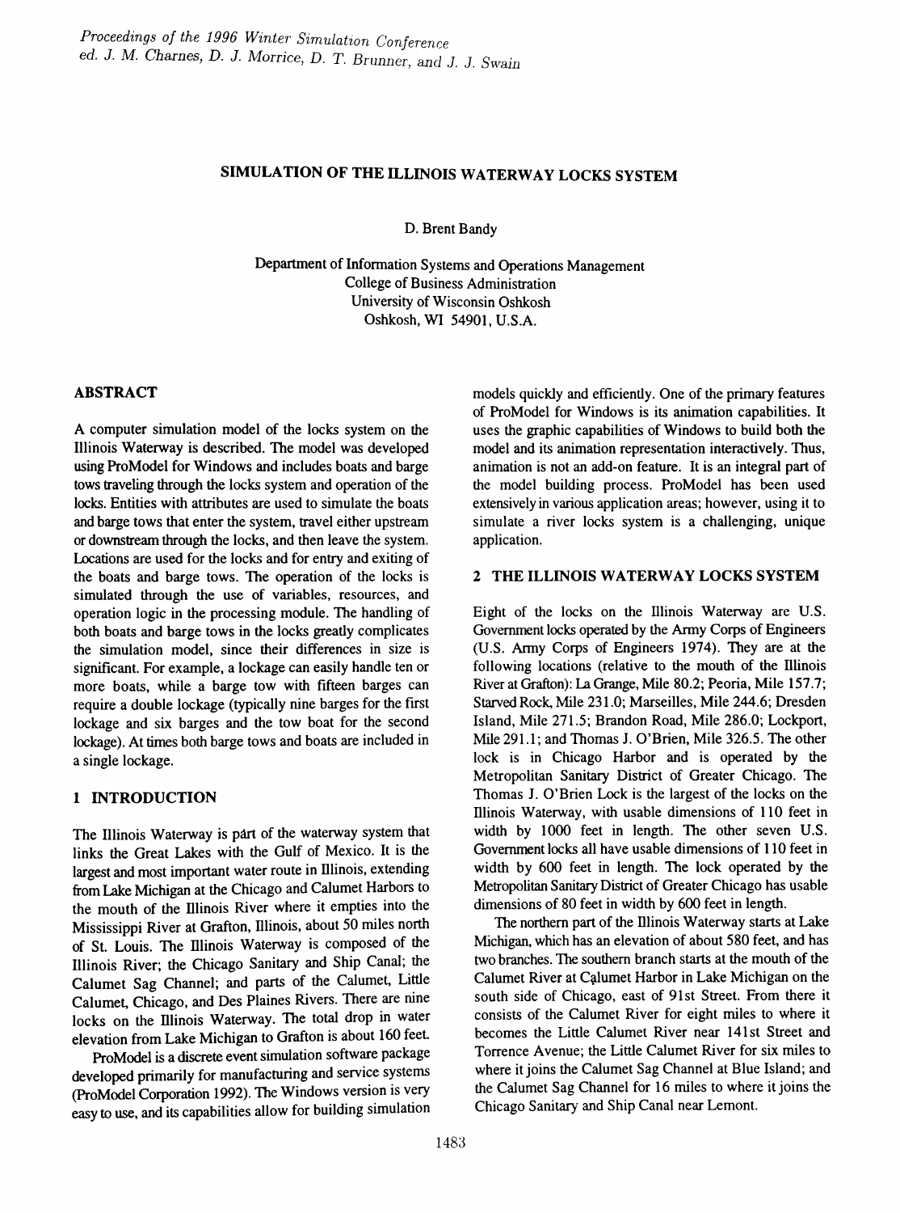# SIMULATION OF THE ILLINOIS WATERWAY LOCKS SYSTEM

D. Brent Bandy

Department of Information Systems and Operations Management
College of Business Administration
University of Wisconsin Oshkosh
Oshkosh, WI 54901, U.S.A.

## ABSTRACT

A computer simulation model of the locks system on the Illinois Waterway is described. The model was developed using ProModel for Windows and includes boats and barge tows traveling through the locks system and operation of the locks. Entities with attributes are used to simulate the boats and barge tows that enter the system, travel either upstream or downstream through the locks, and then leave the system. Locations are used for the locks and for entry and exiting of the boats and barge tows. The operation of the locks is simulated through the use of variables, resources, and operation logic in the processing module. The handling of both boats and barge tows in the locks greatly complicates the simulation model, since their differences in size is significant. For example, a lockage can easily handle ten or more boats, while a barge tow with fifteen barges can require a double lockage (typically nine barges for the first lockage and six barges and the tow boat for the second lockage). At times both barge tows and boats are included in a single lockage.

## 1 INTRODUCTION

The Illinois Waterway is part of the waterway system that links the Great Lakes with the Gulf of Mexico. It is the largest and most important water route in Illinois, extending from Lake Michigan at the Chicago and Calumet Harbors to the mouth of the Illinois River where it empties into the Mississippi River at Grafton, Illinois, about 50 miles north of St. Louis. The Illinois Waterway is composed of the Illinois River; the Chicago Sanitary and Ship Canal; the Calumet Sag Channel; and parts of the Calumet, Little Calumet, Chicago, and Des Plaines Rivers. There are nine locks on the Illinois Waterway. The total drop in water elevation from Lake Michigan to Grafton is about 160 feet.

ProModel is a discrete event simulation software package developed primarily for manufacturing and service systems (ProModel Corporation 1992). The Windows version is very easy to use, and its capabilities allow for building simulation models quickly and efficiently. One of the primary features of ProModel for Windows is its animation capabilities. It uses the graphic capabilities of Windows to build both the model and its animation representation interactively. Thus, animation is not an add-on feature. It is an integral part of the model building process. ProModel has been used extensively in various application areas; however, using it to simulate a river locks system is a challenging, unique application.

## 2 THE ILLINOIS WATERWAY LOCKS SYSTEM

Eight of the locks on the Illinois Waterway are U.S. Government locks operated by the Army Corps of Engineers (U.S. Army Corps of Engineers 1974). They are at the following locations (relative to the mouth of the Illinois River at Grafton): La Grange, Mile 80.2; Peoria, Mile 157.7; Starved Rock, Mile 231.0; Marseilles, Mile 244.6; Dresden Island, Mile 271.5; Brandon Road, Mile 286.0; Lockport, Mile 291.1; and Thomas J. O'Brien, Mile 326.5. The other lock is in Chicago Harbor and is operated by the Metropolitan Sanitary District of Greater Chicago. The Thomas J. O'Brien Lock is the largest of the locks on the Illinois Waterway, with usable dimensions of 110 feet in width by 1000 feet in length. The other seven U.S. Government locks all have usable dimensions of 110 feet in width by 600 feet in length. The lock operated by the Metropolitan Sanitary District of Greater Chicago has usable dimensions of 80 feet in width by 600 feet in length.

The northern part of the Illinois Waterway starts at Lake Michigan, which has an elevation of about 580 feet, and has two branches. The southern branch starts at the mouth of the Calumet River at Calumet Harbor in Lake Michigan on the south side of Chicago, east of 91st Street. From there it consists of the Calumet River for eight miles to where it becomes the Little Calumet River near 141st Street and Torrence Avenue; the Little Calumet River for six miles to where it joins the Calumet Sag Channel at Blue Island; and the Calumet Sag Channel for 16 miles to where it joins the Chicago Sanitary and Ship Canal near Lemont.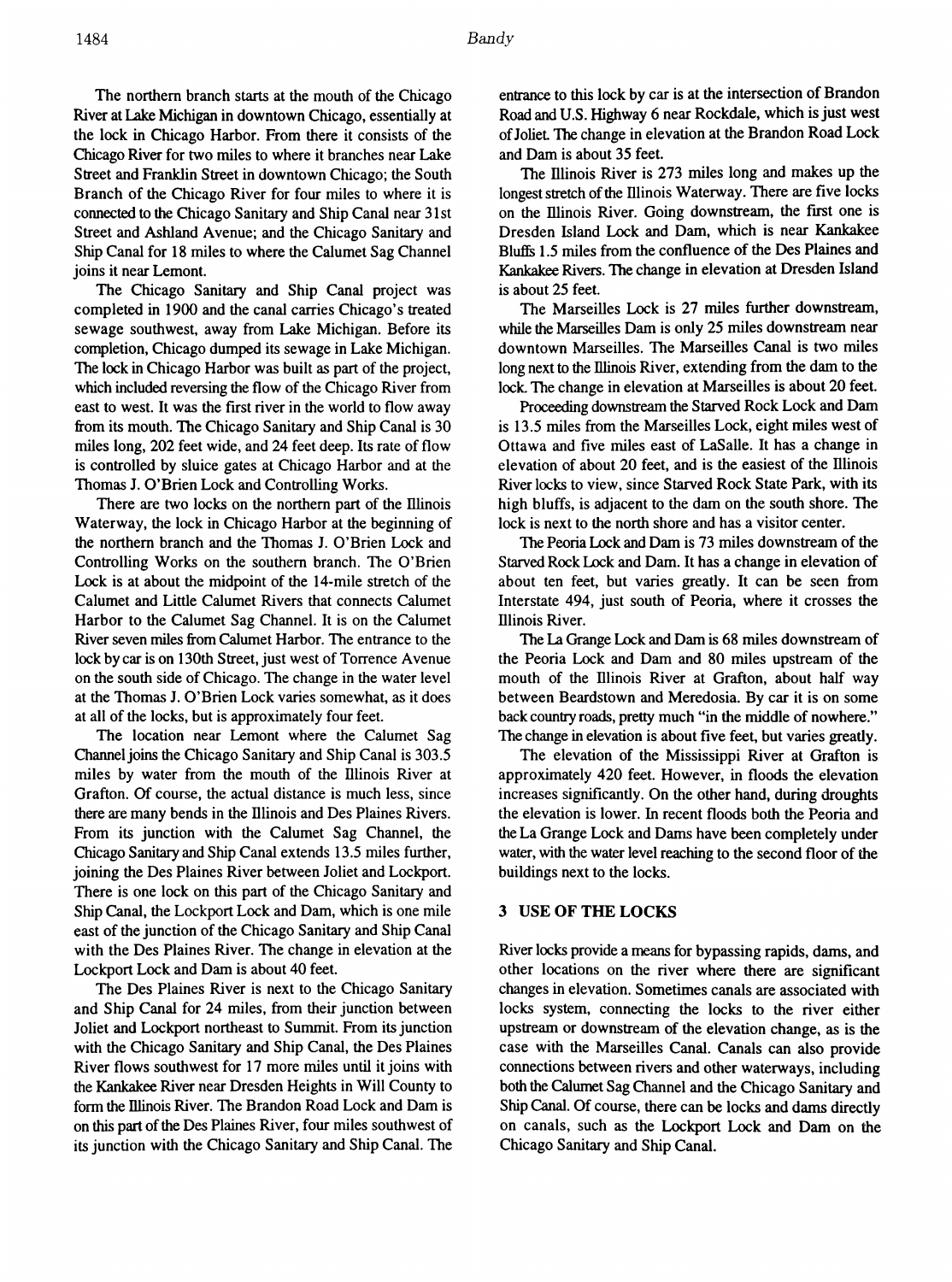The northern branch starts at the mouth of the Chicago River at Lake Michigan in downtown Chicago, essentially at the lock in Chicago Harbor. From there it consists of the Chicago River for two miles to where it branches near Lake Street and Franklin Street in downtown Chicago; the South Branch of the Chicago River for four miles to where it is connected to the Chicago Sanitary and Ship Canal near 31st Street and Ashland Avenue; and the Chicago Sanitary and Ship Canal for 18 miles to where the Calumet Sag Channel joins it near Lemont.

The Chicago Sanitary and Ship Canal project was completed in 1900 and the canal carries Chicago's treated sewage southwest, away from Lake Michigan. Before its completion, Chicago dumped its sewage in Lake Michigan. The lock in Chicago Harbor was built as part of the project, which included reversing the flow of the Chicago River from east to west. It was the first river in the world to flow away from its mouth. The Chicago Sanitary and Ship Canal is 30 miles long, 202 feet wide, and 24 feet deep. Its rate of flow is controlled by sluice gates at Chicago Harbor and at the Thomas J. O'Brien Lock and Controlling Works.

There are two locks on the northern part of the Illinois Waterway, the lock in Chicago Harbor at the beginning of the northern branch and the Thomas J. O'Brien Lock and Controlling Works on the southern branch. The O'Brien Lock is at about the midpoint of the 14-mile stretch of the Calumet and Little Calumet Rivers that connects Calumet Harbor to the Calumet Sag Channel. It is on the Calumet River seven miles from Calumet Harbor. The entrance to the lock by car is on 130th Street, just west of Torrence Avenue on the south side of Chicago. The change in the water level at the Thomas J. O'Brien Lock varies somewhat, as it does at all of the locks, but is approximately four feet.

The location near Lemont where the Calumet Sag Channel joins the Chicago Sanitary and Ship Canal is 303.5 miles by water from the mouth of the Illinois River at Grafton. Of course, the actual distance is much less, since there are many bends in the Illinois and Des Plaines Rivers. From its junction with the Calumet Sag Channel, the Chicago Sanitary and Ship Canal extends 13.5 miles further, joining the Des Plaines River between Joliet and Lockport. There is one lock on this part of the Chicago Sanitary and Ship Canal, the Lockport Lock and Dam, which is one mile east of the junction of the Chicago Sanitary and Ship Canal with the Des Plaines River. The change in elevation at the Lockport Lock and Dam is about 40 feet.

The Des Plaines River is next to the Chicago Sanitary and Ship Canal for 24 miles, from their junction between Joliet and Lockport northeast to Summit. From its junction with the Chicago Sanitary and Ship Canal, the Des Plaines River flows southwest for 17 more miles until it joins with the Kankakee River near Dresden Heights in Will County to form the Illinois River. The Brandon Road Lock and Dam is on this part of the Des Plaines River, four miles southwest of its junction with the Chicago Sanitary and Ship Canal. The entrance to this lock by car is at the intersection of Brandon Road and U.S. Highway 6 near Rockdale, which is just west of Joliet. The change in elevation at the Brandon Road Lock and Dam is about 35 feet.

The Illinois River is 273 miles long and makes up the longest stretch of the Illinois Waterway. There are five locks on the Illinois River. Going downstream, the first one is Dresden Island Lock and Dam, which is near Kankakee Bluffs 1.5 miles from the confluence of the Des Plaines and Kankakee Rivers. The change in elevation at Dresden Island is about 25 feet.

The Marseilles Lock is 27 miles further downstream, while the Marseilles Dam is only 25 miles downstream near downtown Marseilles. The Marseilles Canal is two miles long next to the Illinois River, extending from the dam to the lock. The change in elevation at Marseilles is about 20 feet.

Proceeding downstream the Starved Rock Lock and Dam is 13.5 miles from the Marseilles Lock, eight miles west of Ottawa and five miles east of LaSalle. It has a change in elevation of about 20 feet, and is the easiest of the Illinois River locks to view, since Starved Rock State Park, with its high bluffs, is adjacent to the dam on the south shore. The lock is next to the north shore and has a visitor center.

The Peoria Lock and Dam is 73 miles downstream of the Starved Rock Lock and Dam. It has a change in elevation of about ten feet, but varies greatly. It can be seen from Interstate 494, just south of Peoria, where it crosses the Illinois River.

The La Grange Lock and Dam is 68 miles downstream of the Peoria Lock and Dam and 80 miles upstream of the mouth of the Illinois River at Grafton, about half way between Beardstown and Meredosia. By car it is on some back country roads, pretty much "in the middle of nowhere." The change in elevation is about five feet, but varies greatly.

The elevation of the Mississippi River at Grafton is approximately 420 feet. However, in floods the elevation increases significantly. On the other hand, during droughts the elevation is lower. In recent floods both the Peoria and the La Grange Lock and Dams have been completely under water, with the water level reaching to the second floor of the buildings next to the locks.

## 3 USE OF THE LOCKS

River locks provide a means for bypassing rapids, dams, and other locations on the river where there are significant changes in elevation. Sometimes canals are associated with locks system, connecting the locks to the river either upstream or downstream of the elevation change, as is the case with the Marseilles Canal. Canals can also provide connections between rivers and other waterways, including both the Calumet Sag Channel and the Chicago Sanitary and Ship Canal. Of course, there can be locks and dams directly on canals, such as the Lockport Lock and Dam on the Chicago Sanitary and Ship Canal.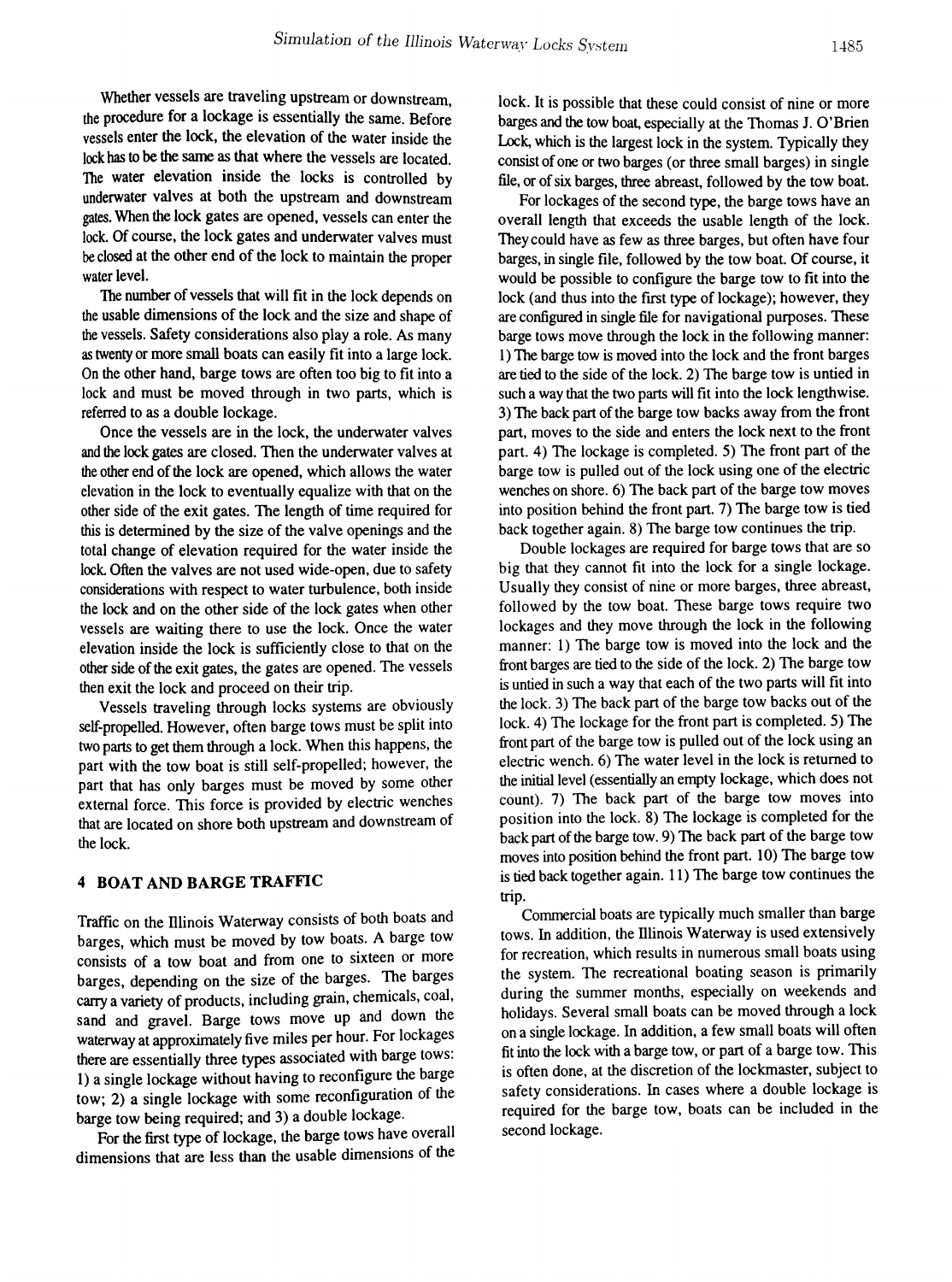Whether vessels are traveling upstream or downstream, the procedure for a lockage is essentially the same. Before vessels enter the lock, the elevation of the water inside the lock has to be the same as that where the vessels are located. The water elevation inside the locks is controlled by underwater valves at both the upstream and downstream gates. When the lock gates are opened, vessels can enter the lock. Of course, the lock gates and underwater valves must be closed at the other end of the lock to maintain the proper water level.

The number of vessels that will fit in the lock depends on the usable dimensions of the lock and the size and shape of the vessels. Safety considerations also play a role. As many as twenty or more small boats can easily fit into a large lock. On the other hand, barge tows are often too big to fit into a lock and must be moved through in two parts, which is referred to as a double lockage.

Once the vessels are in the lock, the underwater valves and the lock gates are closed. Then the underwater valves at the other end of the lock are opened, which allows the water elevation in the lock to eventually equalize with that on the other side of the exit gates. The length of time required for this is determined by the size of the valve openings and the total change of elevation required for the water inside the lock. Often the valves are not used wide-open, due to safety considerations with respect to water turbulence, both inside the lock and on the other side of the lock gates when other vessels are waiting there to use the lock. Once the water elevation inside the lock is sufficiently close to that on the other side of the exit gates, the gates are opened. The vessels then exit the lock and proceed on their trip.

Vessels traveling through locks systems are obviously self-propelled. However, often barge tows must be split into two parts to get them through a lock. When this happens, the part with the tow boat is still self-propelled; however, the part that has only barges must be moved by some other external force. This force is provided by electric wenches that are located on shore both upstream and downstream of the lock.

## 4 BOAT AND BARGE TRAFFIC

Traffic on the Illinois Waterway consists of both boats and barges, which must be moved by tow boats. A barge tow consists of a tow boat and from one to sixteen or more barges, depending on the size of the barges. The barges carry a variety of products, including grain, chemicals, coal, sand and gravel. Barge tows move up and down the waterway at approximately five miles per hour. For lockages there are essentially three types associated with barge tows: 1) a single lockage without having to reconfigure the barge tow; 2) a single lockage with some reconfiguration of the barge tow being required; and 3) a double lockage.

For the first type of lockage, the barge tows have overall dimensions that are less than the usable dimensions of the lock. It is possible that these could consist of nine or more barges and the tow boat, especially at the Thomas J. O'Brien Lock, which is the largest lock in the system. Typically they consist of one or two barges (or three small barges) in single file, or of six barges, three abreast, followed by the tow boat.

For lockages of the second type, the barge tows have an overall length that exceeds the usable length of the lock. They could have as few as three barges, but often have four barges, in single file, followed by the tow boat. Of course, it would be possible to configure the barge tow to fit into the lock (and thus into the first type of lockage); however, they are configured in single file for navigational purposes. These barge tows move through the lock in the following manner: 1) The barge tow is moved into the lock and the front barges are tied to the side of the lock. 2) The barge tow is untied in such a way that the two parts will fit into the lock lengthwise. 3) The back part of the barge tow backs away from the front part, moves to the side and enters the lock next to the front part. 4) The lockage is completed. 5) The front part of the barge tow is pulled out of the lock using one of the electric wenches on shore. 6) The back part of the barge tow moves into position behind the front part. 7) The barge tow is tied back together again. 8) The barge tow continues the trip.

Double lockages are required for barge tows that are so big that they cannot fit into the lock for a single lockage. Usually they consist of nine or more barges, three abreast, followed by the tow boat. These barge tows require two lockages and they move through the lock in the following manner: 1) The barge tow is moved into the lock and the front barges are tied to the side of the lock. 2) The barge tow is untied in such a way that each of the two parts will fit into the lock. 3) The back part of the barge tow backs out of the lock. 4) The lockage for the front part is completed. 5) The front part of the barge tow is pulled out of the lock using an electric wench. 6) The water level in the lock is returned to the initial level (essentially an empty lockage, which does not count). 7) The back part of the barge tow moves into position into the lock. 8) The lockage is completed for the back part of the barge tow. 9) The back part of the barge tow moves into position behind the front part. 10) The barge tow is tied back together again. 11) The barge tow continues the trip.

Commercial boats are typically much smaller than barge tows. In addition, the Illinois Waterway is used extensively for recreation, which results in numerous small boats using the system. The recreational boating season is primarily during the summer months, especially on weekends and holidays. Several small boats can be moved through a lock on a single lockage. In addition, a few small boats will often fit into the lock with a barge tow, or part of a barge tow. This is often done, at the discretion of the lockmaster, subject to safety considerations. In cases where a double lockage is required for the barge tow, boats can be included in the second lockage.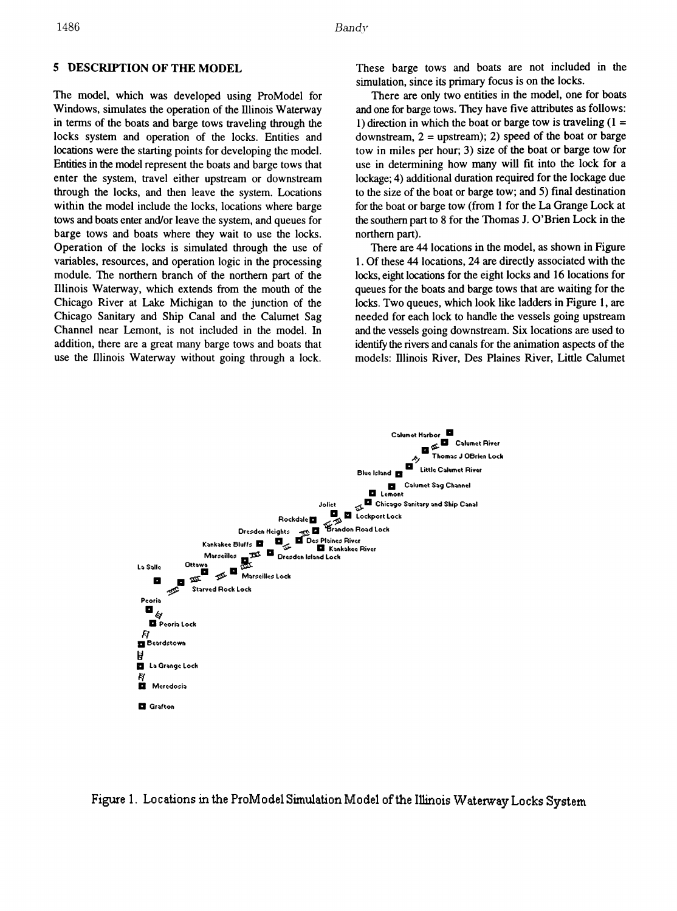## 5 DESCRIPTION OF THE MODEL

The model, which was developed using ProModel for Windows, simulates the operation of the Illinois Waterway in terms of the boats and barge tows traveling through the locks system and operation of the locks. Entities and locations were the starting points for developing the model. Entities in the model represent the boats and barge tows that enter the system, travel either upstream or downstream through the locks, and then leave the system. Locations within the model include the locks, locations where barge tows and boats enter and/or leave the system, and queues for barge tows and boats where they wait to use the locks. Operation of the locks is simulated through the use of variables, resources, and operation logic in the processing module. The northern branch of the northern part of the Illinois Waterway, which extends from the mouth of the Chicago River at Lake Michigan to the junction of the Chicago Sanitary and Ship Canal and the Calumet Sag Channel near Lemont, is not included in the model. In addition, there are a great many barge tows and boats that use the Illinois Waterway without going through a lock. These barge tows and boats are not included in the simulation, since its primary focus is on the locks.

There are only two entities in the model, one for boats and one for barge tows. They have five attributes as follows: 1) direction in which the boat or barge tow is traveling (1 = downstream, 2 = upstream); 2) speed of the boat or barge tow in miles per hour; 3) size of the boat or barge tow for use in determining how many will fit into the lock for a lockage; 4) additional duration required for the lockage due to the size of the boat or barge tow; and 5) final destination for the boat or barge tow (from 1 for the La Grange Lock at the southern part to 8 for the Thomas J. O'Brien Lock in the northern part).

There are 44 locations in the model, as shown in Figure 1. Of these 44 locations, 24 are directly associated with the locks, eight locations for the eight locks and 16 locations for queues for the boats and barge tows that are waiting for the locks. Two queues, which look like ladders in Figure 1, are needed for each lock to handle the vessels going upstream and the vessels going downstream. Six locations are used to identify the rivers and canals for the animation aspects of the models: Illinois River, Des Plaines River, Little Calumet

Calumet Harbor
Calumet River
Thomas J OBrien Lock
Blue Island
Little Calumet River
Calumet Sag Channel
Lemont
Joliet
Chicago Sanitary and Ship Canal
Rockdale
Lockport Lock
Dresden Heights
Brandon Road Lock
Kankakee Bluffs
Des Plaines River
Kankakee River
Marseilles
Dresden Island Lock
La Salle
Ottawa
Marseilles Lock
Starved Rock Lock
Peoria
Peoria Lock
Beardstown
La Grange Lock
Meredosia
Grafton

Figure 1. Locations in the ProModel Simulation Model of the Illinois Waterway Locks System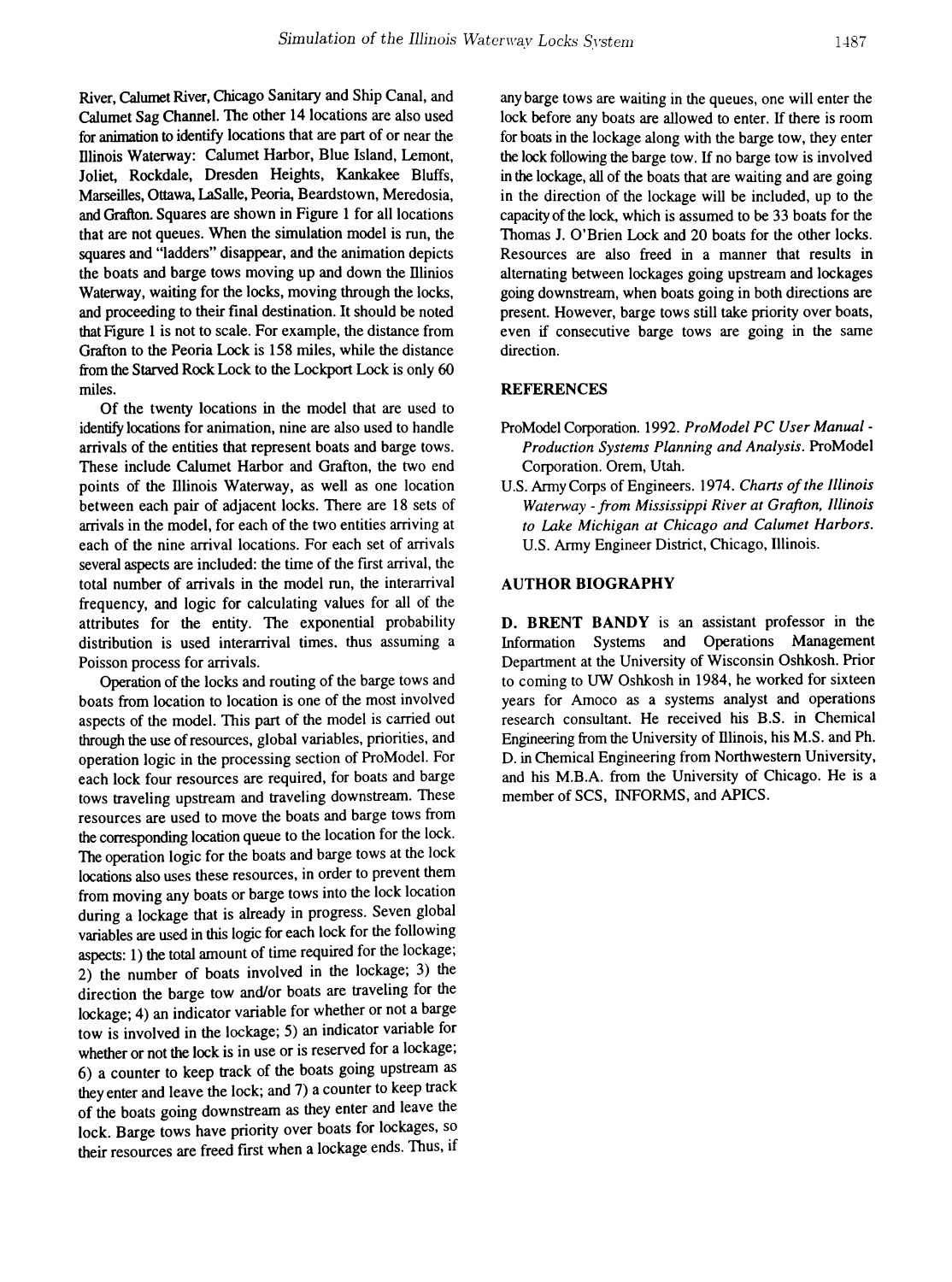River, Calumet River, Chicago Sanitary and Ship Canal, and Calumet Sag Channel. The other 14 locations are also used for animation to identify locations that are part of or near the Illinois Waterway: Calumet Harbor, Blue Island, Lemont, Joliet, Rockdale, Dresden Heights, Kankakee Bluffs, Marseilles, Ottawa, LaSalle, Peoria, Beardstown, Meredosia, and Grafton. Squares are shown in Figure 1 for all locations that are not queues. When the simulation model is run, the squares and "ladders" disappear, and the animation depicts the boats and barge tows moving up and down the Illinios Waterway, waiting for the locks, moving through the locks, and proceeding to their final destination. It should be noted that Figure 1 is not to scale. For example, the distance from Grafton to the Peoria Lock is 158 miles, while the distance from the Starved Rock Lock to the Lockport Lock is only 60 miles.

Of the twenty locations in the model that are used to identify locations for animation, nine are also used to handle arrivals of the entities that represent boats and barge tows. These include Calumet Harbor and Grafton, the two end points of the Illinois Waterway, as well as one location between each pair of adjacent locks. There are 18 sets of arrivals in the model, for each of the two entities arriving at each of the nine arrival locations. For each set of arrivals several aspects are included: the time of the first arrival, the total number of arrivals in the model run, the interarrival frequency, and logic for calculating values for all of the attributes for the entity. The exponential probability distribution is used interarrival times. thus assuming a Poisson process for arrivals.

Operation of the locks and routing of the barge tows and boats from location to location is one of the most involved aspects of the model. This part of the model is carried out through the use of resources, global variables, priorities, and operation logic in the processing section of ProModel. For each lock four resources are required, for boats and barge tows traveling upstream and traveling downstream. These resources are used to move the boats and barge tows from the corresponding location queue to the location for the lock. The operation logic for the boats and barge tows at the lock locations also uses these resources, in order to prevent them from moving any boats or barge tows into the lock location during a lockage that is already in progress. Seven global variables are used in this logic for each lock for the following aspects: 1) the total amount of time required for the lockage; 2) the number of boats involved in the lockage; 3) the direction the barge tow and/or boats are traveling for the lockage; 4) an indicator variable for whether or not a barge tow is involved in the lockage; 5) an indicator variable for whether or not the lock is in use or is reserved for a lockage; 6) a counter to keep track of the boats going upstream as they enter and leave the lock; and 7) a counter to keep track of the boats going downstream as they enter and leave the lock. Barge tows have priority over boats for lockages, so their resources are freed first when a lockage ends. Thus, if any barge tows are waiting in the queues, one will enter the lock before any boats are allowed to enter. If there is room for boats in the lockage along with the barge tow, they enter the lock following the barge tow. If no barge tow is involved in the lockage, all of the boats that are waiting and are going in the direction of the lockage will be included, up to the capacity of the lock, which is assumed to be 33 boats for the Thomas J. O'Brien Lock and 20 boats for the other locks. Resources are also freed in a manner that results in alternating between lockages going upstream and lockages going downstream, when boats going in both directions are present. However, barge tows still take priority over boats, even if consecutive barge tows are going in the same direction.

## REFERENCES

ProModel Corporation. 1992. *ProModel PC User Manual - Production Systems Planning and Analysis*. ProModel Corporation. Orem, Utah.

U.S. Army Corps of Engineers. 1974. *Charts of the Illinois Waterway - from Mississippi River at Grafton, Illinois to Lake Michigan at Chicago and Calumet Harbors*. U.S. Army Engineer District, Chicago, Illinois.

## AUTHOR BIOGRAPHY

**D. BRENT BANDY** is an assistant professor in the Information Systems and Operations Management Department at the University of Wisconsin Oshkosh. Prior to coming to UW Oshkosh in 1984, he worked for sixteen years for Amoco as a systems analyst and operations research consultant. He received his B.S. in Chemical Engineering from the University of Illinois, his M.S. and Ph. D. in Chemical Engineering from Northwestern University, and his M.B.A. from the University of Chicago. He is a member of SCS, INFORMS, and APICS.